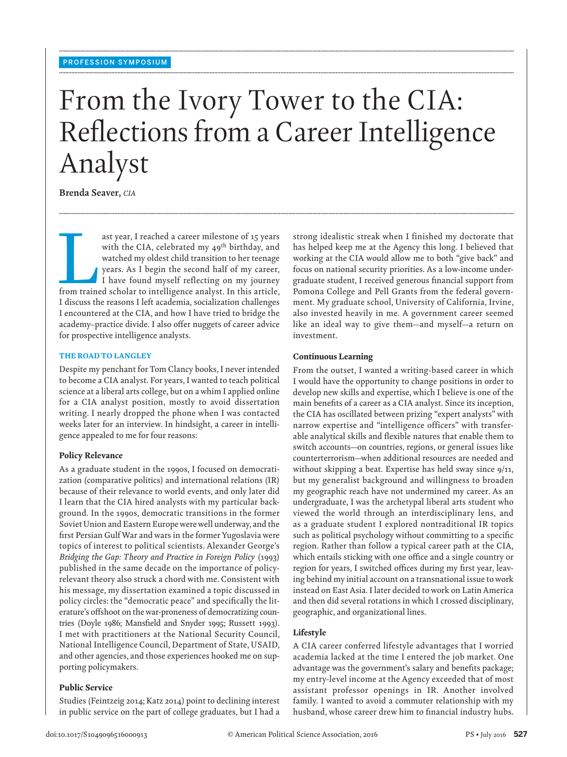PROFESSION SYMPOSIUM

# From the Ivory Tower to the CIA: Reflections from a Career Intelligence Analyst

**Brenda Seaver,** *CIA*

Last year, I reached a career milestone of 15 years with the CIA, celebrated my 49th birthday, and watched my oldest child transition to her teenage years. As I begin the second half of my career, I have found myself reflecting on my journey from trained scholar to intelligence analyst. In this article, I discuss the reasons I left academia, socialization challenges I encountered at the CIA, and how I have tried to bridge the academy–practice divide. I also offer nuggets of career advice for prospective intelligence analysts.

## THE ROAD TO LANGLEY

Despite my penchant for Tom Clancy books, I never intended to become a CIA analyst. For years, I wanted to teach political science at a liberal arts college, but on a whim I applied online for a CIA analyst position, mostly to avoid dissertation writing. I nearly dropped the phone when I was contacted weeks later for an interview. In hindsight, a career in intelligence appealed to me for four reasons:

### Policy Relevance

As a graduate student in the 1990s, I focused on democratization (comparative politics) and international relations (IR) because of their relevance to world events, and only later did I learn that the CIA hired analysts with my particular background. In the 1990s, democratic transitions in the former Soviet Union and Eastern Europe were well underway, and the first Persian Gulf War and wars in the former Yugoslavia were topics of interest to political scientists. Alexander George's *Bridging the Gap: Theory and Practice in Foreign Policy* (1993) published in the same decade on the importance of policy-relevant theory also struck a chord with me. Consistent with his message, my dissertation examined a topic discussed in policy circles: the "democratic peace" and specifically the literature's offshoot on the war-proneness of democratizing countries (Doyle 1986; Mansfield and Snyder 1995; Russett 1993). I met with practitioners at the National Security Council, National Intelligence Council, Department of State, USAID, and other agencies, and those experiences hooked me on supporting policymakers.

### Public Service

Studies (Feintzeig 2014; Katz 2014) point to declining interest in public service on the part of college graduates, but I had a strong idealistic streak when I finished my doctorate that has helped keep me at the Agency this long. I believed that working at the CIA would allow me to both "give back" and focus on national security priorities. As a low-income undergraduate student, I received generous financial support from Pomona College and Pell Grants from the federal government. My graduate school, University of California, Irvine, also invested heavily in me. A government career seemed like an ideal way to give them—and myself—a return on investment.

### Continuous Learning

From the outset, I wanted a writing-based career in which I would have the opportunity to change positions in order to develop new skills and expertise, which I believe is one of the main benefits of a career as a CIA analyst. Since its inception, the CIA has oscillated between prizing "expert analysts" with narrow expertise and "intelligence officers" with transferable analytical skills and flexible natures that enable them to switch accounts—on countries, regions, or general issues like counterterrorism—when additional resources are needed and without skipping a beat. Expertise has held sway since 9/11, but my generalist background and willingness to broaden my geographic reach have not undermined my career. As an undergraduate, I was the archetypal liberal arts student who viewed the world through an interdisciplinary lens, and as a graduate student I explored nontraditional IR topics such as political psychology without committing to a specific region. Rather than follow a typical career path at the CIA, which entails sticking with one office and a single country or region for years, I switched offices during my first year, leaving behind my initial account on a transnational issue to work instead on East Asia. I later decided to work on Latin America and then did several rotations in which I crossed disciplinary, geographic, and organizational lines.

### Lifestyle

A CIA career conferred lifestyle advantages that I worried academia lacked at the time I entered the job market. One advantage was the government's salary and benefits package; my entry-level income at the Agency exceeded that of most assistant professor openings in IR. Another involved family. I wanted to avoid a commuter relationship with my husband, whose career drew him to financial industry hubs.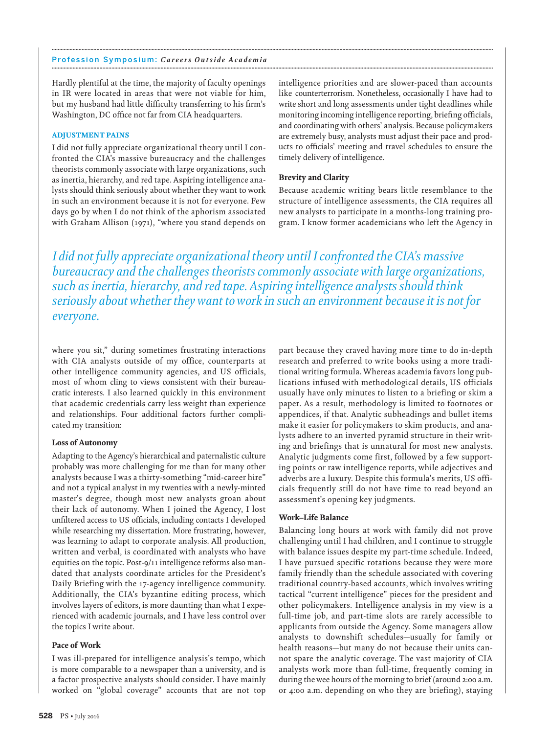Hardly plentiful at the time, the majority of faculty openings in IR were located in areas that were not viable for him, but my husband had little difficulty transferring to his firm's Washington, DC office not far from CIA headquarters.

## ADJUSTMENT PAINS

I did not fully appreciate organizational theory until I confronted the CIA's massive bureaucracy and the challenges theorists commonly associate with large organizations, such as inertia, hierarchy, and red tape. Aspiring intelligence analysts should think seriously about whether they want to work in such an environment because it is not for everyone. Few days go by when I do not think of the aphorism associated with Graham Allison (1971), "where you stand depends on where you sit," during sometimes frustrating interactions with CIA analysts outside of my office, counterparts at other intelligence community agencies, and US officials, most of whom cling to views consistent with their bureaucratic interests. I also learned quickly in this environment that academic credentials carry less weight than experience and relationships. Four additional factors further complicated my transition:

### Loss of Autonomy

Adapting to the Agency's hierarchical and paternalistic culture probably was more challenging for me than for many other analysts because I was a thirty-something "mid-career hire" and not a typical analyst in my twenties with a newly-minted master's degree, though most new analysts groan about their lack of autonomy. When I joined the Agency, I lost unfiltered access to US officials, including contacts I developed while researching my dissertation. More frustrating, however, was learning to adapt to corporate analysis. All production, written and verbal, is coordinated with analysts who have equities on the topic. Post-9/11 intelligence reforms also mandated that analysts coordinate articles for the President's Daily Briefing with the 17-agency intelligence community. Additionally, the CIA's byzantine editing process, which involves layers of editors, is more daunting than what I experienced with academic journals, and I have less control over the topics I write about.

### Pace of Work

I was ill-prepared for intelligence analysis's tempo, which is more comparable to a newspaper than a university, and is a factor prospective analysts should consider. I have mainly worked on "global coverage" accounts that are not top intelligence priorities and are slower-paced than accounts like counterterrorism. Nonetheless, occasionally I have had to write short and long assessments under tight deadlines while monitoring incoming intelligence reporting, briefing officials, and coordinating with others' analysis. Because policymakers are extremely busy, analysts must adjust their pace and products to officials' meeting and travel schedules to ensure the timely delivery of intelligence.

### Brevity and Clarity

Because academic writing bears little resemblance to the structure of intelligence assessments, the CIA requires all new analysts to participate in a months-long training program. I know former academicians who left the Agency in part because they craved having more time to do in-depth research and preferred to write books using a more traditional writing formula. Whereas academia favors long publications infused with methodological details, US officials usually have only minutes to listen to a briefing or skim a paper. As a result, methodology is limited to footnotes or appendices, if that. Analytic subheadings and bullet items make it easier for policymakers to skim products, and analysts adhere to an inverted pyramid structure in their writings and briefings that is unnatural for most new analysts. Analytic judgments come first, followed by a few supporting points or raw intelligence reports, while adjectives and adverbs are a luxury. Despite this formula's merits, US officials frequently still do not have time to read beyond an assessment's opening key judgments.

### Work–Life Balance

Balancing long hours at work with family did not prove challenging until I had children, and I continue to struggle with balance issues despite my part-time schedule. Indeed, I have pursued specific rotations because they were more family friendly than the schedule associated with covering traditional country-based accounts, which involves writing tactical "current intelligence" pieces for the president and other policymakers. Intelligence analysis in my view is a full-time job, and part-time slots are rarely accessible to applicants from outside the Agency. Some managers allow analysts to downshift schedules—usually for family or health reasons—but many do not because their units cannot spare the analytic coverage. The vast majority of CIA analysts work more than full-time, frequently coming in during the wee hours of the morning to brief (around 2:00 a.m. or 4:00 a.m. depending on who they are briefing), staying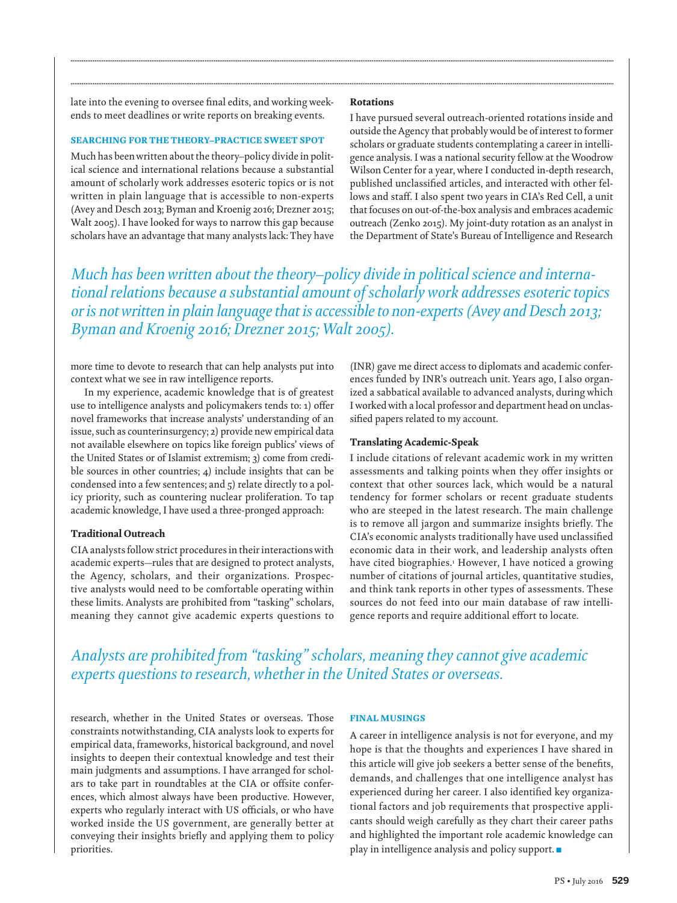late into the evening to oversee final edits, and working weekends to meet deadlines or write reports on breaking events.

## SEARCHING FOR THE THEORY–PRACTICE SWEET SPOT

Much has been written about the theory–policy divide in political science and international relations because a substantial amount of scholarly work addresses esoteric topics or is not written in plain language that is accessible to non-experts (Avey and Desch 2013; Byman and Kroenig 2016; Drezner 2015; Walt 2005). I have looked for ways to narrow this gap because scholars have an advantage that many analysts lack: They have more time to devote to research that can help analysts put into context what we see in raw intelligence reports.

In my experience, academic knowledge that is of greatest use to intelligence analysts and policymakers tends to: 1) offer novel frameworks that increase analysts' understanding of an issue, such as counterinsurgency; 2) provide new empirical data not available elsewhere on topics like foreign publics' views of the United States or of Islamist extremism; 3) come from credible sources in other countries; 4) include insights that can be condensed into a few sentences; and 5) relate directly to a policy priority, such as countering nuclear proliferation. To tap academic knowledge, I have used a three-pronged approach:

### Traditional Outreach

CIA analysts follow strict procedures in their interactions with academic experts—rules that are designed to protect analysts, the Agency, scholars, and their organizations. Prospective analysts would need to be comfortable operating within these limits. Analysts are prohibited from "tasking" scholars, meaning they cannot give academic experts questions to research, whether in the United States or overseas. Those constraints notwithstanding, CIA analysts look to experts for empirical data, frameworks, historical background, and novel insights to deepen their contextual knowledge and test their main judgments and assumptions. I have arranged for scholars to take part in roundtables at the CIA or offsite conferences, which almost always have been productive. However, experts who regularly interact with US officials, or who have worked inside the US government, are generally better at conveying their insights briefly and applying them to policy priorities.

### Rotations

I have pursued several outreach-oriented rotations inside and outside the Agency that probably would be of interest to former scholars or graduate students contemplating a career in intelligence analysis. I was a national security fellow at the Woodrow Wilson Center for a year, where I conducted in-depth research, published unclassified articles, and interacted with other fellows and staff. I also spent two years in CIA's Red Cell, a unit that focuses on out-of-the-box analysis and embraces academic outreach (Zenko 2015). My joint-duty rotation as an analyst in the Department of State's Bureau of Intelligence and Research (INR) gave me direct access to diplomats and academic conferences funded by INR's outreach unit. Years ago, I also organized a sabbatical available to advanced analysts, during which I worked with a local professor and department head on unclassified papers related to my account.

### Translating Academic-Speak

I include citations of relevant academic work in my written assessments and talking points when they offer insights or context that other sources lack, which would be a natural tendency for former scholars or recent graduate students who are steeped in the latest research. The main challenge is to remove all jargon and summarize insights briefly. The CIA's economic analysts traditionally have used unclassified economic data in their work, and leadership analysts often have cited biographies.[1] However, I have noticed a growing number of citations of journal articles, quantitative studies, and think tank reports in other types of assessments. These sources do not feed into our main database of raw intelligence reports and require additional effort to locate.

## FINAL MUSINGS

A career in intelligence analysis is not for everyone, and my hope is that the thoughts and experiences I have shared in this article will give job seekers a better sense of the benefits, demands, and challenges that one intelligence analyst has experienced during her career. I also identified key organizational factors and job requirements that prospective applicants should weigh carefully as they chart their career paths and highlighted the important role academic knowledge can play in intelligence analysis and policy support. ■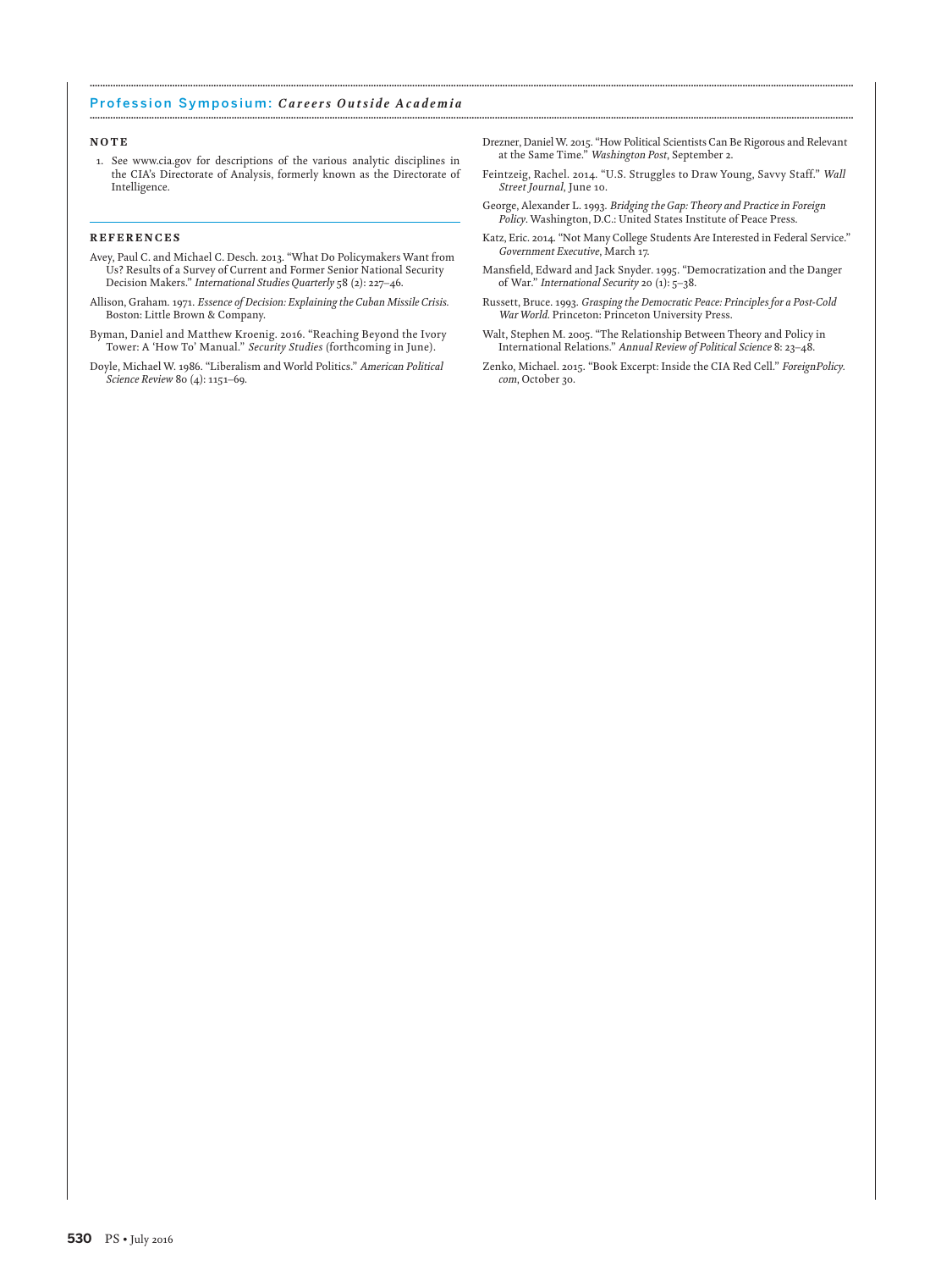## NOTE

1. See www.cia.gov for descriptions of the various analytic disciplines in the CIA's Directorate of Analysis, formerly known as the Directorate of Intelligence.

## REFERENCES

Avey, Paul C. and Michael C. Desch. 2013. "What Do Policymakers Want from Us? Results of a Survey of Current and Former Senior National Security Decision Makers." *International Studies Quarterly* 58 (2): 227–46.

Allison, Graham. 1971. *Essence of Decision: Explaining the Cuban Missile Crisis.* Boston: Little Brown & Company.

Byman, Daniel and Matthew Kroenig. 2016. "Reaching Beyond the Ivory Tower: A 'How To' Manual." *Security Studies* (forthcoming in June).

Doyle, Michael W. 1986. "Liberalism and World Politics." *American Political Science Review* 80 (4): 1151–69.

Drezner, Daniel W. 2015. "How Political Scientists Can Be Rigorous and Relevant at the Same Time." *Washington Post*, September 2.

Feintzeig, Rachel. 2014. "U.S. Struggles to Draw Young, Savvy Staff." *Wall Street Journal*, June 10.

George, Alexander L. 1993. *Bridging the Gap: Theory and Practice in Foreign Policy*. Washington, D.C.: United States Institute of Peace Press.

Katz, Eric. 2014. "Not Many College Students Are Interested in Federal Service." *Government Executive*, March 17.

Mansfield, Edward and Jack Snyder. 1995. "Democratization and the Danger of War." *International Security* 20 (1): 5–38.

Russett, Bruce. 1993. *Grasping the Democratic Peace: Principles for a Post-Cold War World.* Princeton: Princeton University Press.

Walt, Stephen M. 2005. "The Relationship Between Theory and Policy in International Relations." *Annual Review of Political Science* 8: 23–48.

Zenko, Michael. 2015. "Book Excerpt: Inside the CIA Red Cell." *ForeignPolicy.com*, October 30.